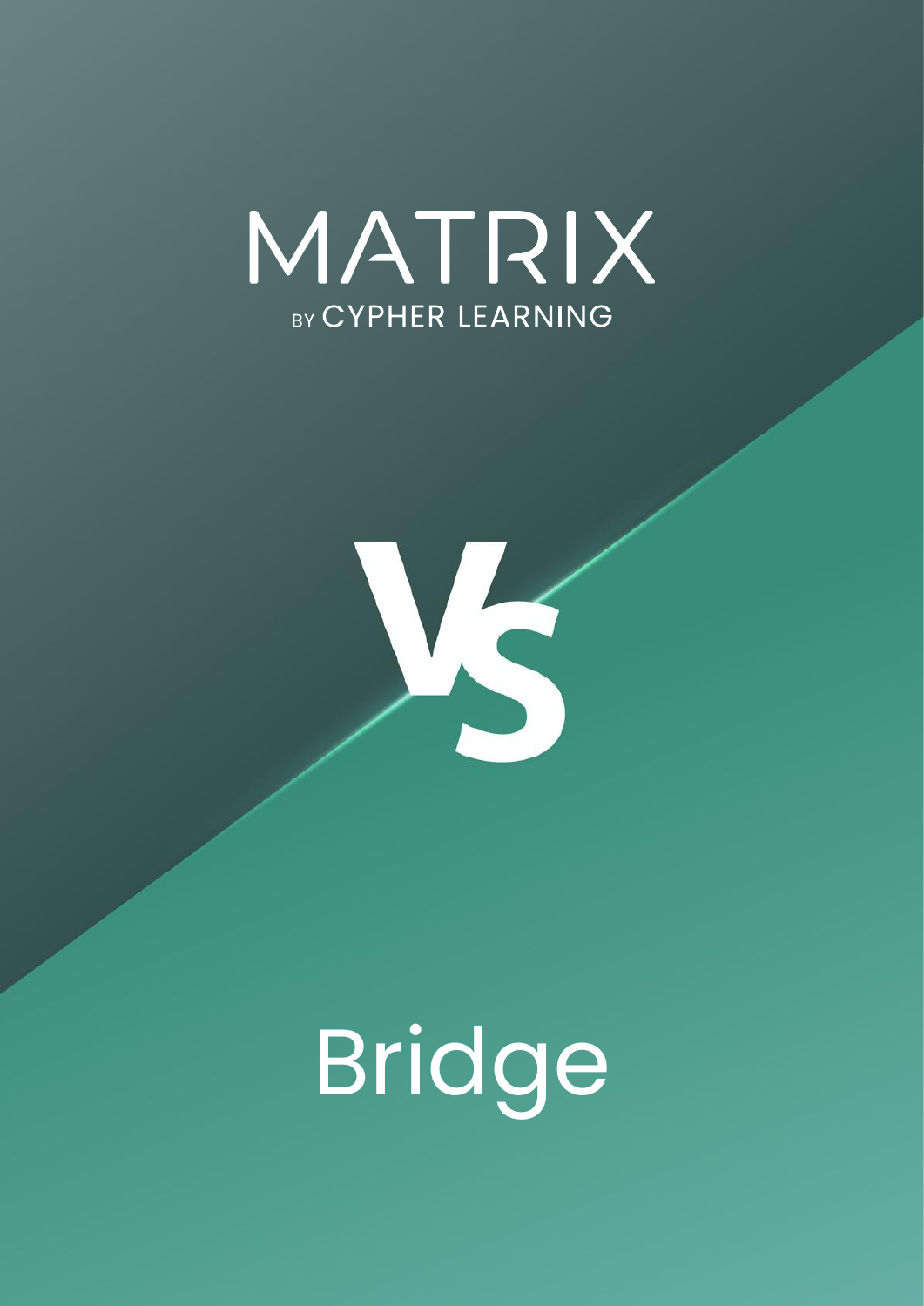# MATRIX

BY CYPHER LEARNING

# VS

# Bridge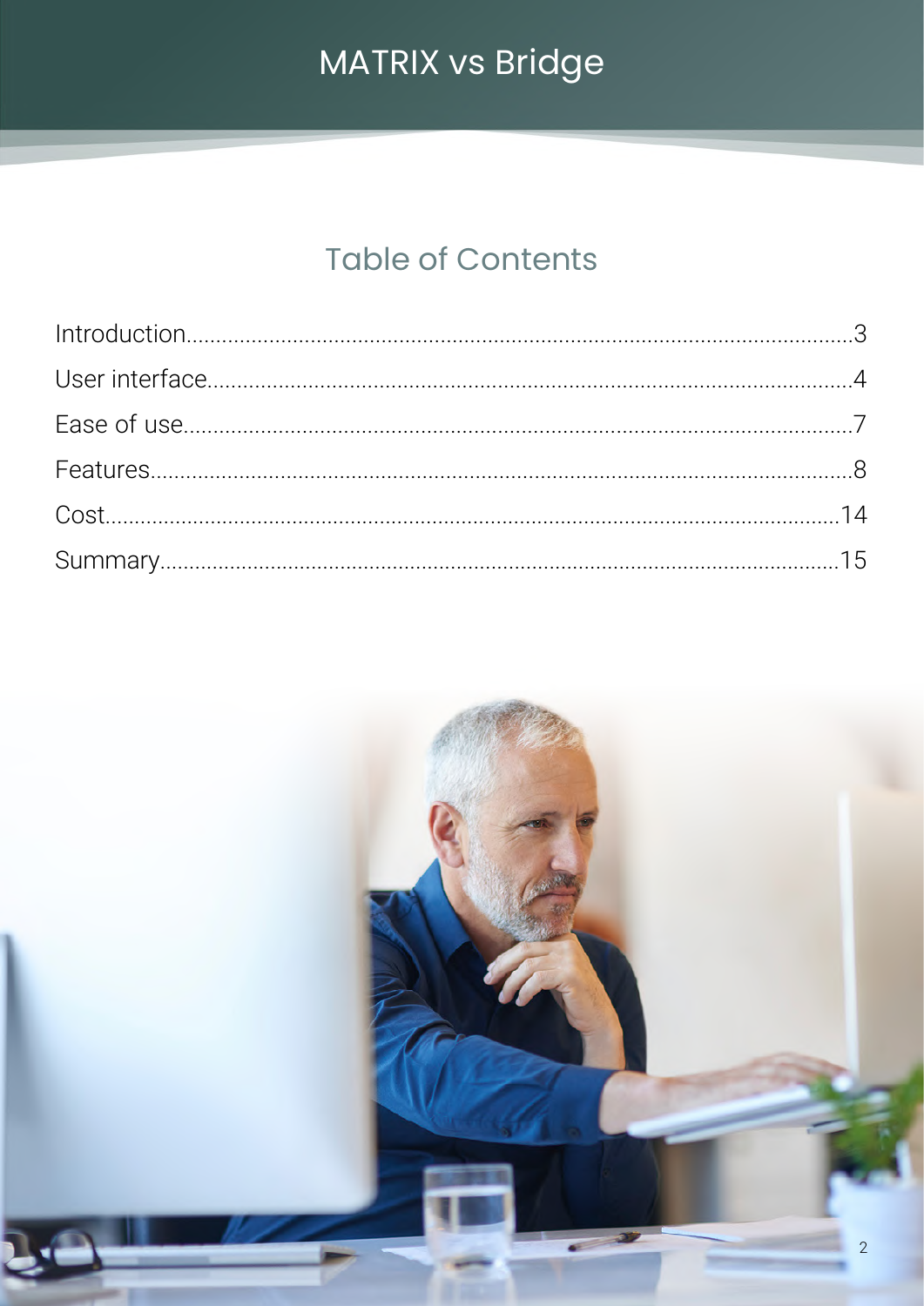## Table of Contents

| Section | Page |
| --- | --- |
| Introduction | 3 |
| User interface | 4 |
| Ease of use | 7 |
| Features | 8 |
| Cost | 14 |
| Summary | 15 |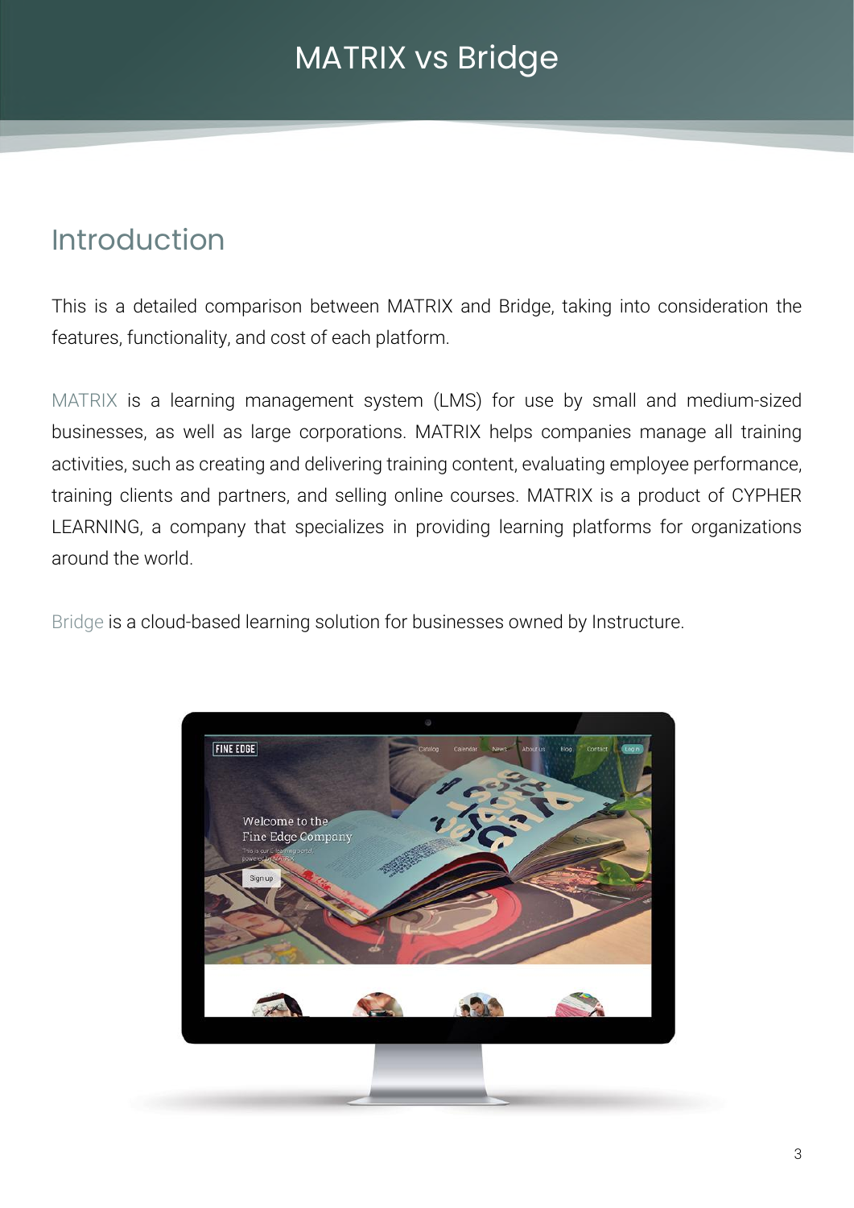# MATRIX vs Bridge

## Introduction

This is a detailed comparison between MATRIX and Bridge, taking into consideration the features, functionality, and cost of each platform.

MATRIX is a learning management system (LMS) for use by small and medium-sized businesses, as well as large corporations. MATRIX helps companies manage all training activities, such as creating and delivering training content, evaluating employee performance, training clients and partners, and selling online courses. MATRIX is a product of CYPHER LEARNING, a company that specializes in providing learning platforms for organizations around the world.

Bridge is a cloud-based learning solution for businesses owned by Instructure.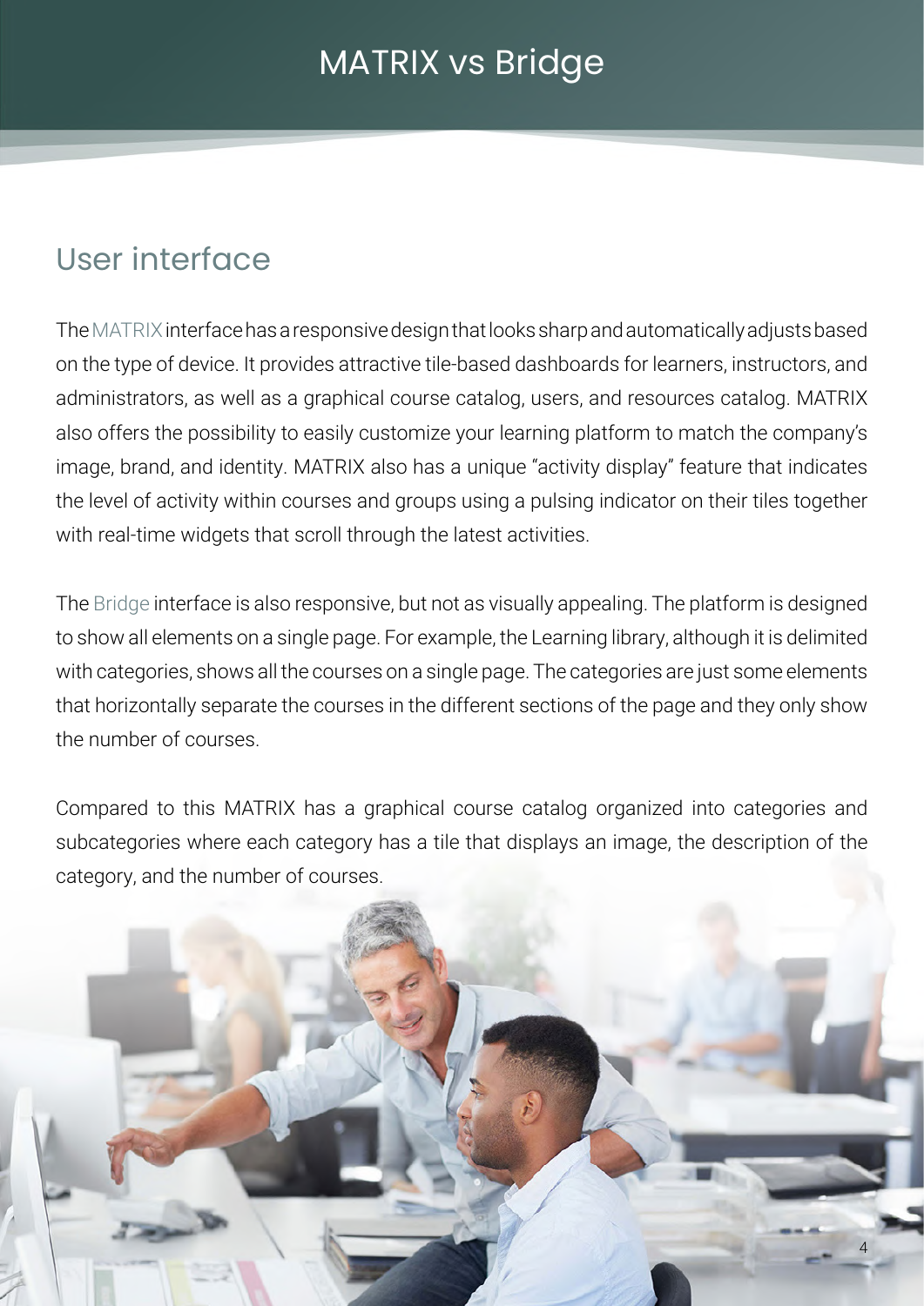# MATRIX vs Bridge

## User interface

The MATRIX interface has a responsive design that looks sharp and automatically adjusts based on the type of device. It provides attractive tile-based dashboards for learners, instructors, and administrators, as well as a graphical course catalog, users, and resources catalog. MATRIX also offers the possibility to easily customize your learning platform to match the company's image, brand, and identity. MATRIX also has a unique "activity display" feature that indicates the level of activity within courses and groups using a pulsing indicator on their tiles together with real-time widgets that scroll through the latest activities.

The Bridge interface is also responsive, but not as visually appealing. The platform is designed to show all elements on a single page. For example, the Learning library, although it is delimited with categories, shows all the courses on a single page. The categories are just some elements that horizontally separate the courses in the different sections of the page and they only show the number of courses.

Compared to this MATRIX has a graphical course catalog organized into categories and subcategories where each category has a tile that displays an image, the description of the category, and the number of courses.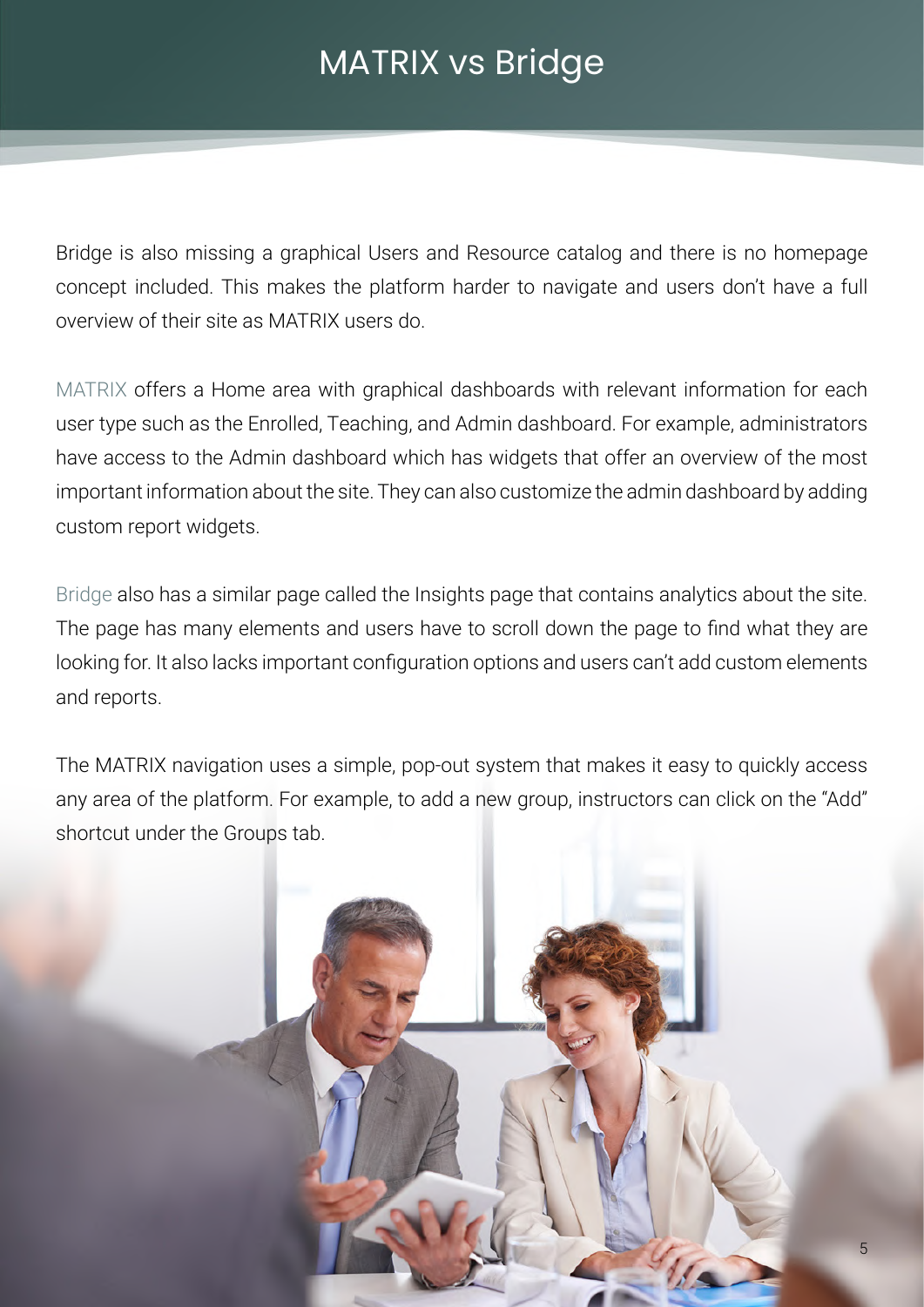# MATRIX vs Bridge

Bridge is also missing a graphical Users and Resource catalog and there is no homepage concept included. This makes the platform harder to navigate and users don't have a full overview of their site as MATRIX users do.

MATRIX offers a Home area with graphical dashboards with relevant information for each user type such as the Enrolled, Teaching, and Admin dashboard. For example, administrators have access to the Admin dashboard which has widgets that offer an overview of the most important information about the site. They can also customize the admin dashboard by adding custom report widgets.

Bridge also has a similar page called the Insights page that contains analytics about the site. The page has many elements and users have to scroll down the page to find what they are looking for. It also lacks important configuration options and users can't add custom elements and reports.

The MATRIX navigation uses a simple, pop-out system that makes it easy to quickly access any area of the platform. For example, to add a new group, instructors can click on the "Add" shortcut under the Groups tab.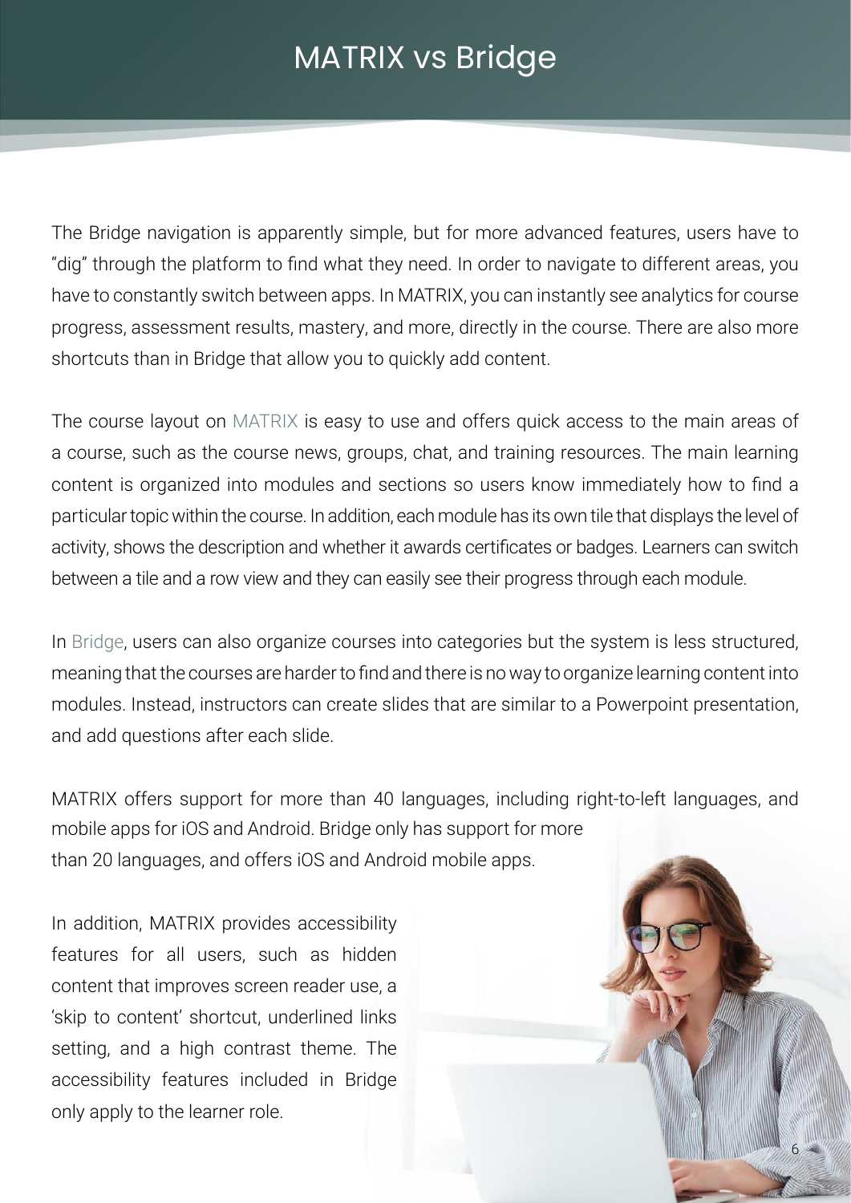# MATRIX vs Bridge

The Bridge navigation is apparently simple, but for more advanced features, users have to "dig" through the platform to find what they need. In order to navigate to different areas, you have to constantly switch between apps. In MATRIX, you can instantly see analytics for course progress, assessment results, mastery, and more, directly in the course. There are also more shortcuts than in Bridge that allow you to quickly add content.

The course layout on MATRIX is easy to use and offers quick access to the main areas of a course, such as the course news, groups, chat, and training resources. The main learning content is organized into modules and sections so users know immediately how to find a particular topic within the course. In addition, each module has its own tile that displays the level of activity, shows the description and whether it awards certificates or badges. Learners can switch between a tile and a row view and they can easily see their progress through each module.

In Bridge, users can also organize courses into categories but the system is less structured, meaning that the courses are harder to find and there is no way to organize learning content into modules. Instead, instructors can create slides that are similar to a Powerpoint presentation, and add questions after each slide.

MATRIX offers support for more than 40 languages, including right-to-left languages, and mobile apps for iOS and Android. Bridge only has support for more than 20 languages, and offers iOS and Android mobile apps.

In addition, MATRIX provides accessibility features for all users, such as hidden content that improves screen reader use, a 'skip to content' shortcut, underlined links setting, and a high contrast theme. The accessibility features included in Bridge only apply to the learner role.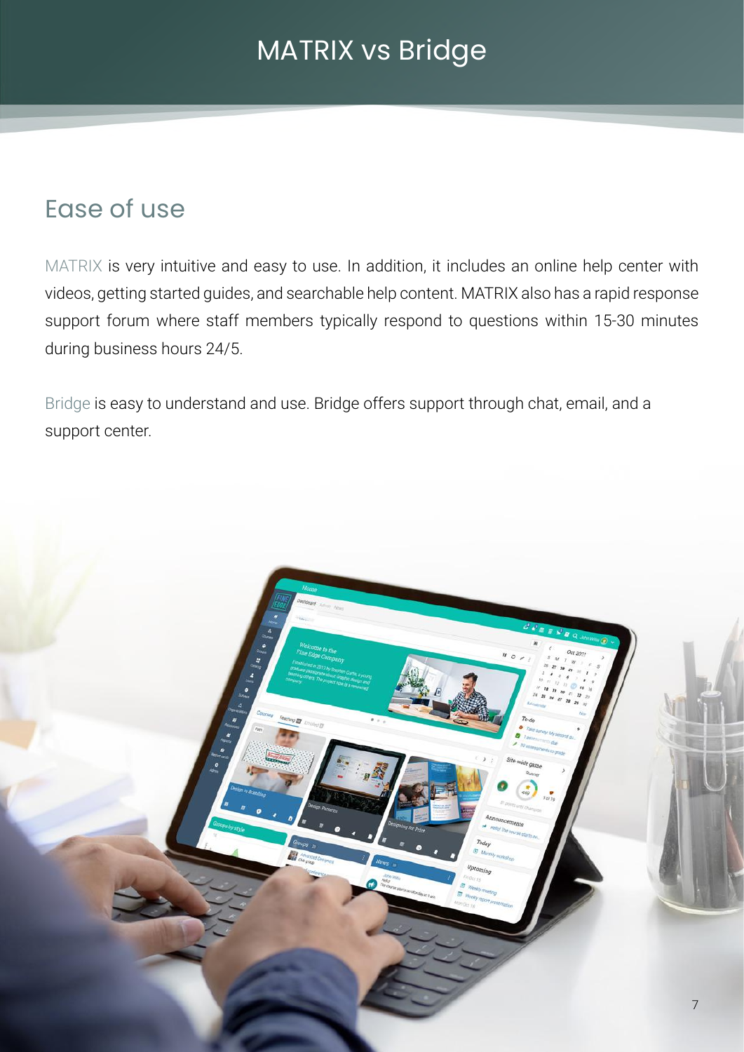# MATRIX vs Bridge

## Ease of use

MATRIX is very intuitive and easy to use. In addition, it includes an online help center with videos, getting started guides, and searchable help content. MATRIX also has a rapid response support forum where staff members typically respond to questions within 15-30 minutes during business hours 24/5.

Bridge is easy to understand and use. Bridge offers support through chat, email, and a support center.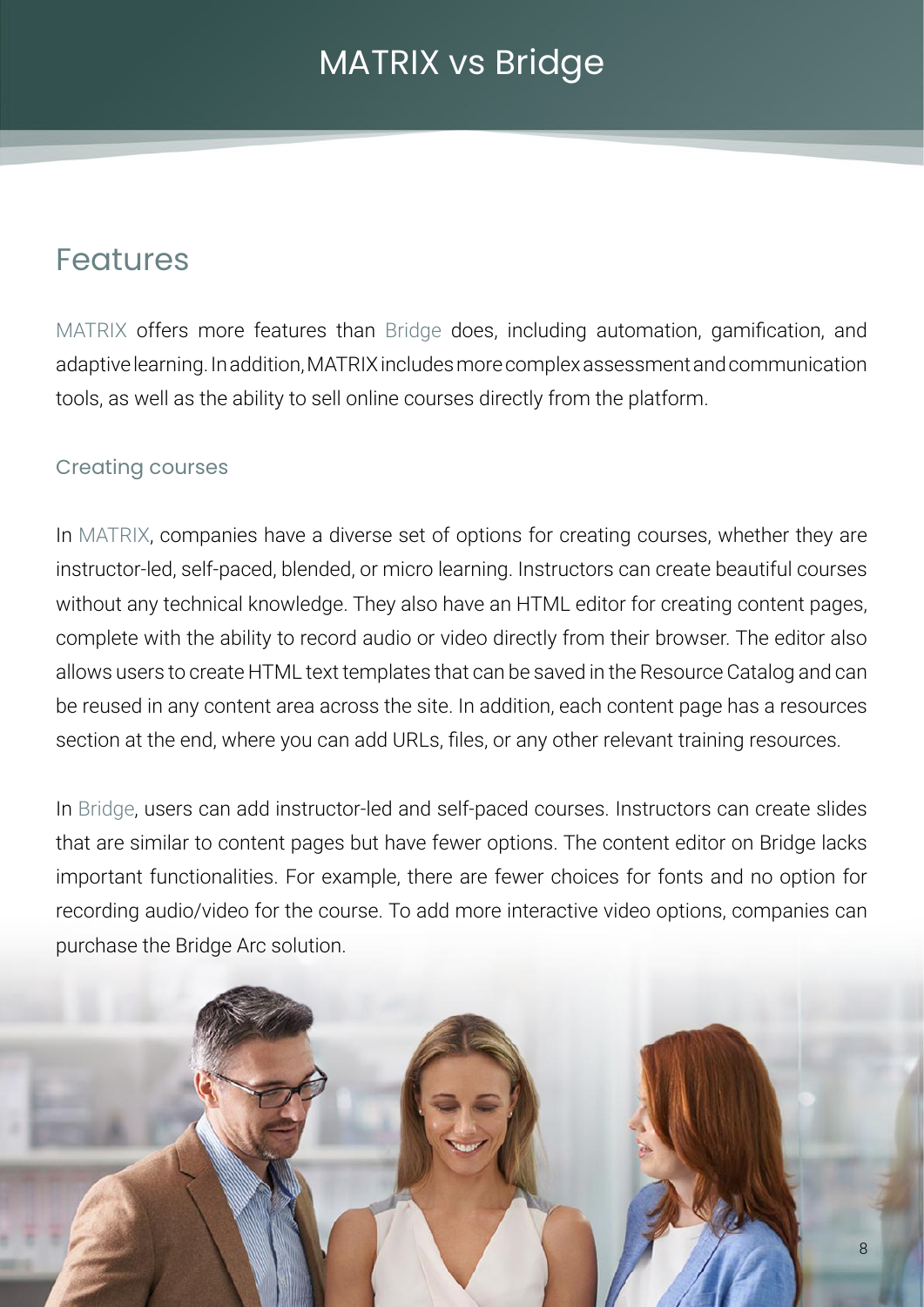# MATRIX vs Bridge

## Features

MATRIX offers more features than Bridge does, including automation, gamification, and adaptive learning. In addition, MATRIX includes more complex assessment and communication tools, as well as the ability to sell online courses directly from the platform.

### Creating courses

In MATRIX, companies have a diverse set of options for creating courses, whether they are instructor-led, self-paced, blended, or micro learning. Instructors can create beautiful courses without any technical knowledge. They also have an HTML editor for creating content pages, complete with the ability to record audio or video directly from their browser. The editor also allows users to create HTML text templates that can be saved in the Resource Catalog and can be reused in any content area across the site. In addition, each content page has a resources section at the end, where you can add URLs, files, or any other relevant training resources.

In Bridge, users can add instructor-led and self-paced courses. Instructors can create slides that are similar to content pages but have fewer options. The content editor on Bridge lacks important functionalities. For example, there are fewer choices for fonts and no option for recording audio/video for the course. To add more interactive video options, companies can purchase the Bridge Arc solution.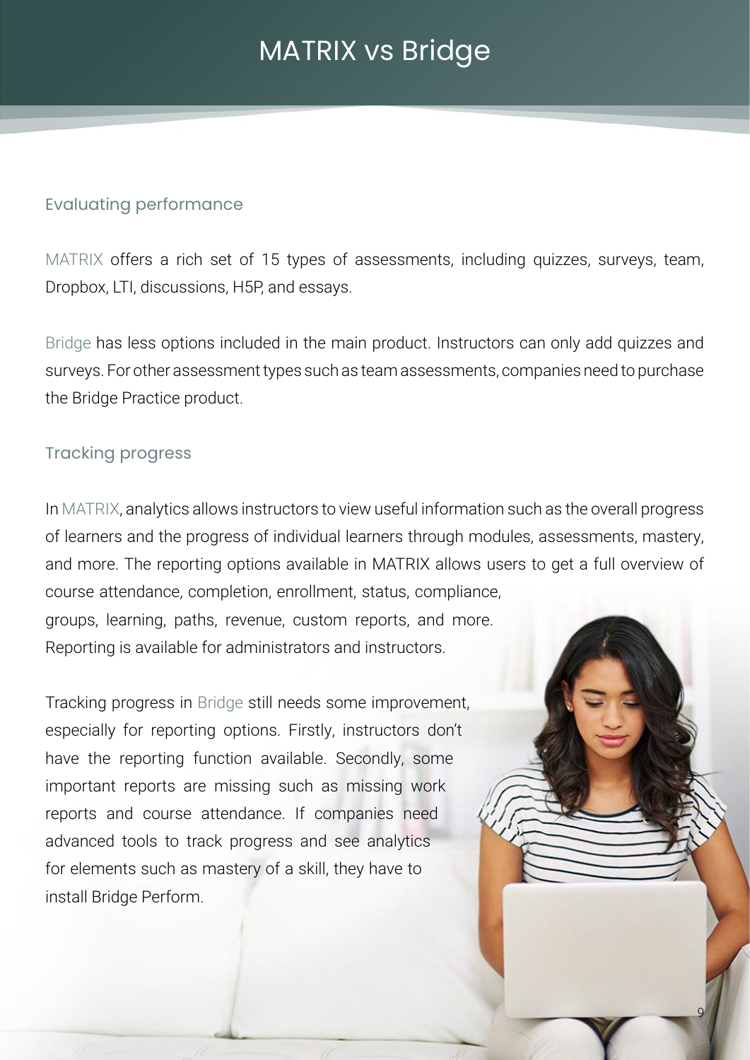# MATRIX vs Bridge

## Evaluating performance

MATRIX offers a rich set of 15 types of assessments, including quizzes, surveys, team, Dropbox, LTI, discussions, H5P, and essays.

Bridge has less options included in the main product. Instructors can only add quizzes and surveys. For other assessment types such as team assessments, companies need to purchase the Bridge Practice product.

## Tracking progress

In MATRIX, analytics allows instructors to view useful information such as the overall progress of learners and the progress of individual learners through modules, assessments, mastery, and more. The reporting options available in MATRIX allows users to get a full overview of course attendance, completion, enrollment, status, compliance, groups, learning, paths, revenue, custom reports, and more. Reporting is available for administrators and instructors.

Tracking progress in Bridge still needs some improvement, especially for reporting options. Firstly, instructors don't have the reporting function available. Secondly, some important reports are missing such as missing work reports and course attendance. If companies need advanced tools to track progress and see analytics for elements such as mastery of a skill, they have to install Bridge Perform.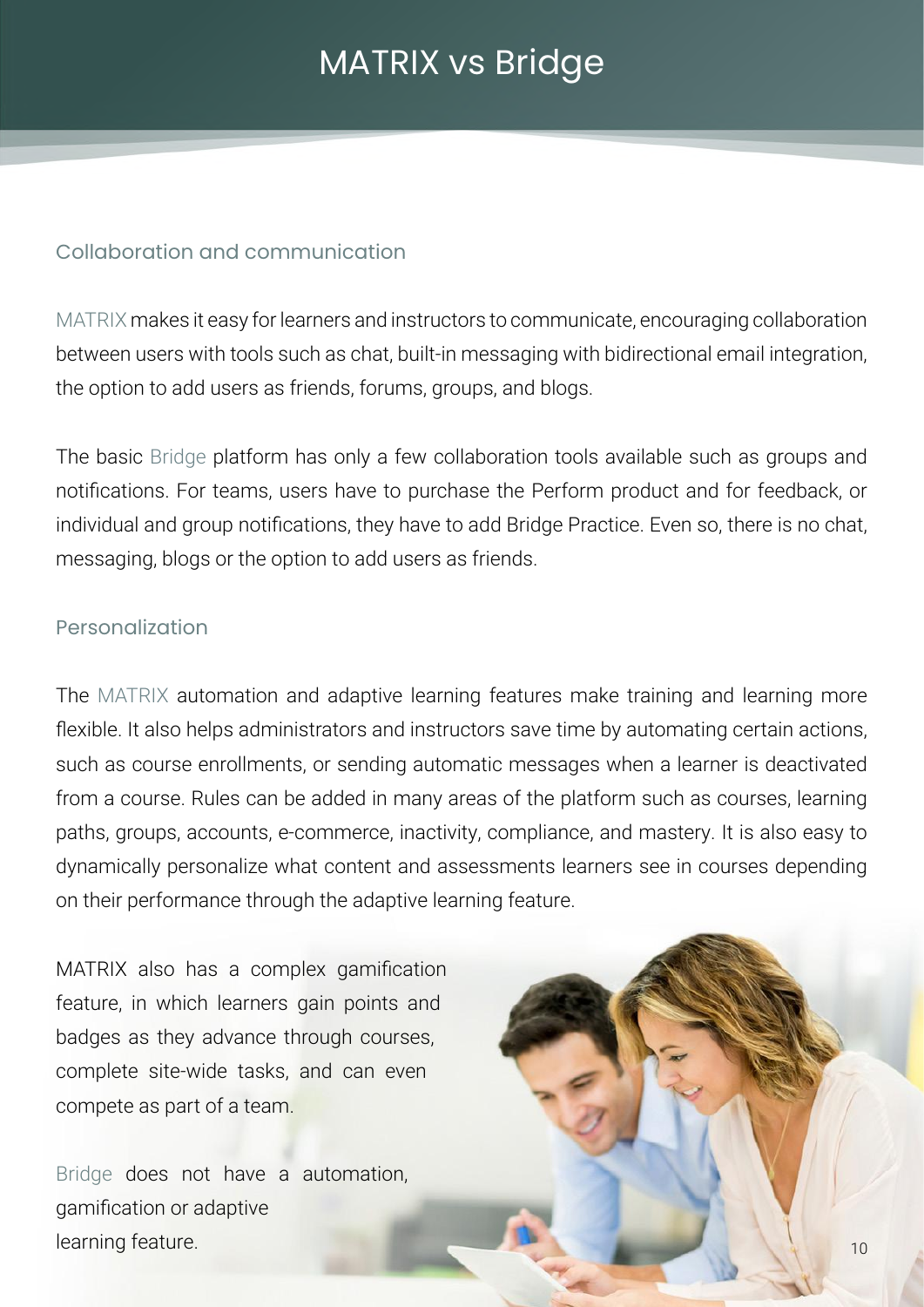# MATRIX vs Bridge

## Collaboration and communication

MATRIX makes it easy for learners and instructors to communicate, encouraging collaboration between users with tools such as chat, built-in messaging with bidirectional email integration, the option to add users as friends, forums, groups, and blogs.

The basic Bridge platform has only a few collaboration tools available such as groups and notifications. For teams, users have to purchase the Perform product and for feedback, or individual and group notifications, they have to add Bridge Practice. Even so, there is no chat, messaging, blogs or the option to add users as friends.

## Personalization

The MATRIX automation and adaptive learning features make training and learning more flexible. It also helps administrators and instructors save time by automating certain actions, such as course enrollments, or sending automatic messages when a learner is deactivated from a course. Rules can be added in many areas of the platform such as courses, learning paths, groups, accounts, e-commerce, inactivity, compliance, and mastery. It is also easy to dynamically personalize what content and assessments learners see in courses depending on their performance through the adaptive learning feature.

MATRIX also has a complex gamification feature, in which learners gain points and badges as they advance through courses, complete site-wide tasks, and can even compete as part of a team.

Bridge does not have a automation, gamification or adaptive learning feature.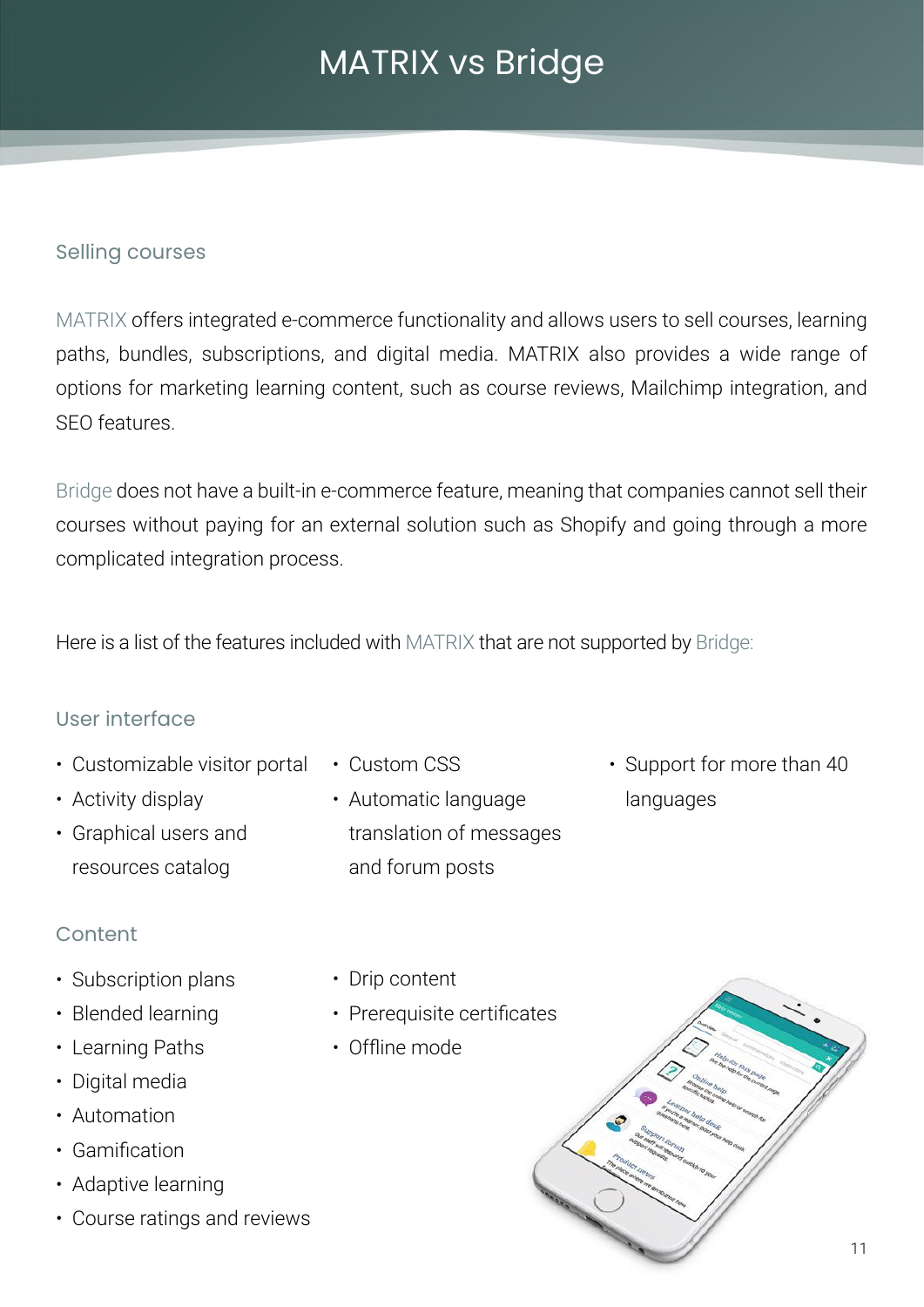# MATRIX vs Bridge

## Selling courses

MATRIX offers integrated e-commerce functionality and allows users to sell courses, learning paths, bundles, subscriptions, and digital media. MATRIX also provides a wide range of options for marketing learning content, such as course reviews, Mailchimp integration, and SEO features.

Bridge does not have a built-in e-commerce feature, meaning that companies cannot sell their courses without paying for an external solution such as Shopify and going through a more complicated integration process.

Here is a list of the features included with MATRIX that are not supported by Bridge:

### User interface

- Customizable visitor portal
- Activity display
- Graphical users and resources catalog
- Custom CSS
- Automatic language translation of messages and forum posts
- Support for more than 40 languages

### Content

- Subscription plans
- Blended learning
- Learning Paths
- Digital media
- Automation
- Gamification
- Adaptive learning
- Course ratings and reviews
- Drip content
- Prerequisite certificates
- Offline mode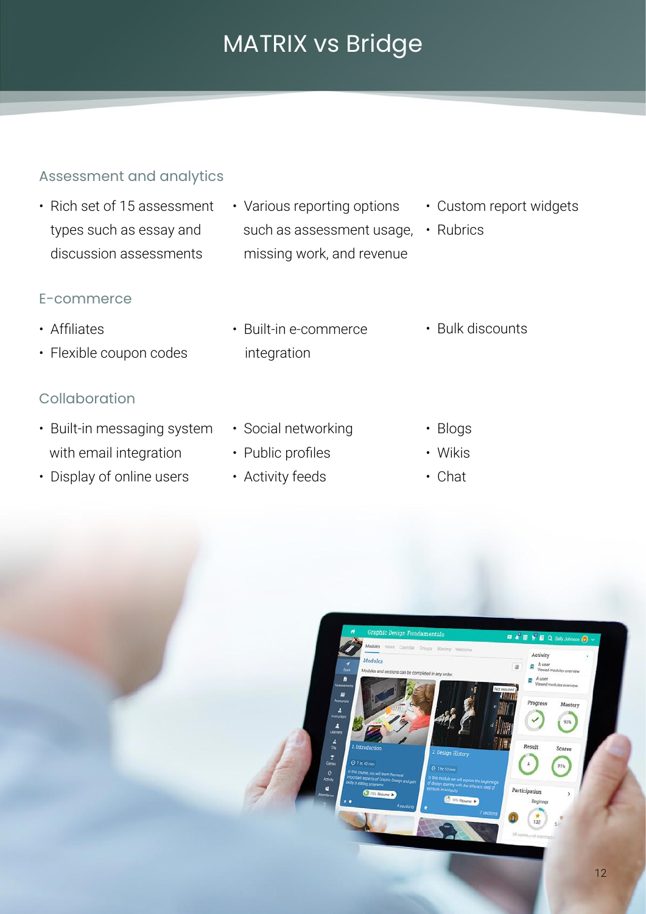# MATRIX vs Bridge

## Assessment and analytics

- Rich set of 15 assessment types such as essay and discussion assessments
- Various reporting options such as assessment usage, missing work, and revenue
- Custom report widgets
- Rubrics

## E-commerce

- Affiliates
- Flexible coupon codes
- Built-in e-commerce integration
- Bulk discounts

## Collaboration

- Built-in messaging system with email integration
- Display of online users
- Social networking
- Public profiles
- Activity feeds
- Blogs
- Wikis
- Chat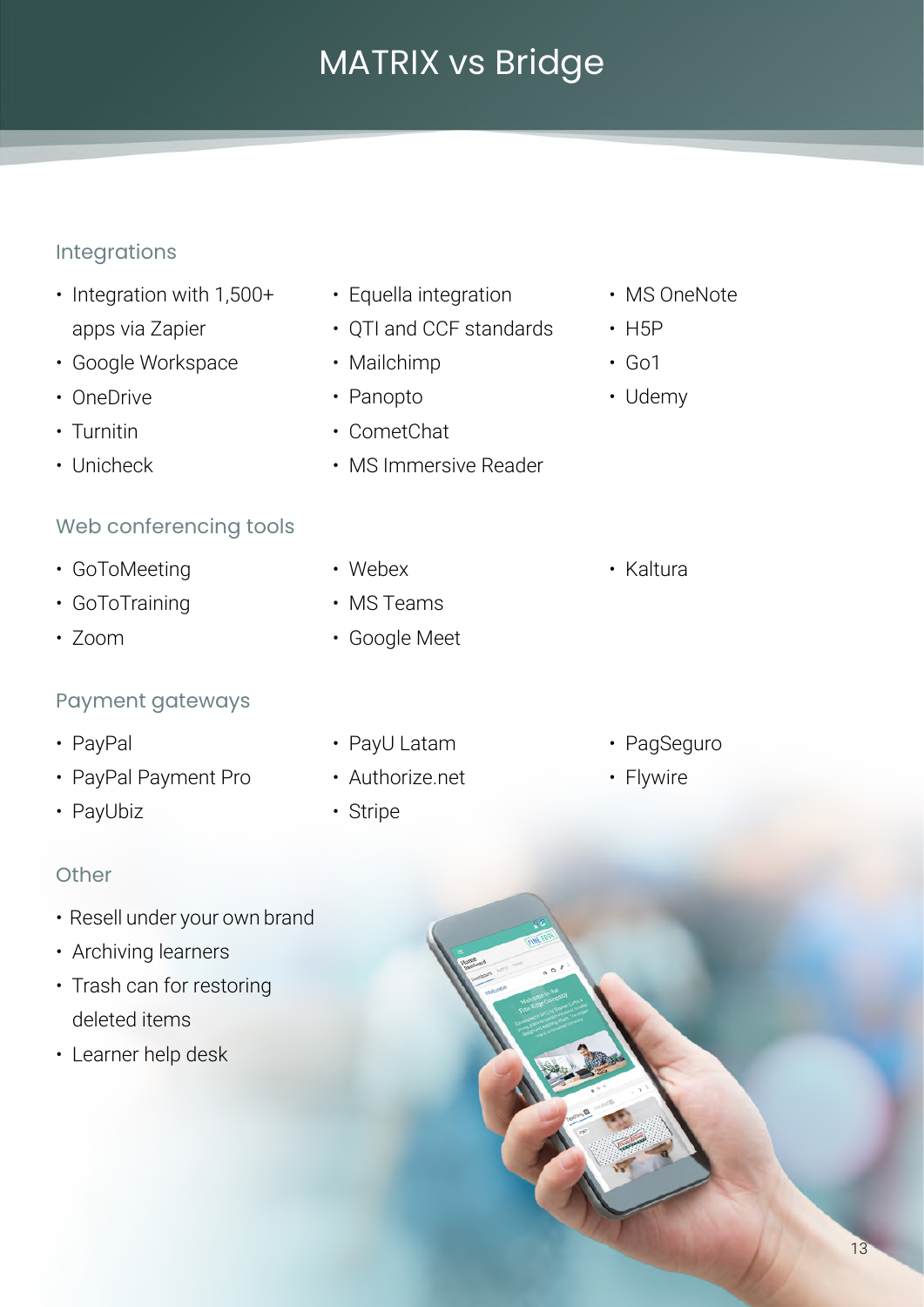# MATRIX vs Bridge

## Integrations

- Integration with 1,500+ apps via Zapier
- Google Workspace
- OneDrive
- Turnitin
- Unicheck
- Equella integration
- QTI and CCF standards
- Mailchimp
- Panopto
- CometChat
- MS Immersive Reader
- MS OneNote
- H5P
- Go1
- Udemy

## Web conferencing tools

- GoToMeeting
- GoToTraining
- Zoom
- Webex
- MS Teams
- Google Meet
- Kaltura

## Payment gateways

- PayPal
- PayPal Payment Pro
- PayUbiz
- PayU Latam
- Authorize.net
- Stripe
- PagSeguro
- Flywire

## Other

- Resell under your own brand
- Archiving learners
- Trash can for restoring deleted items
- Learner help desk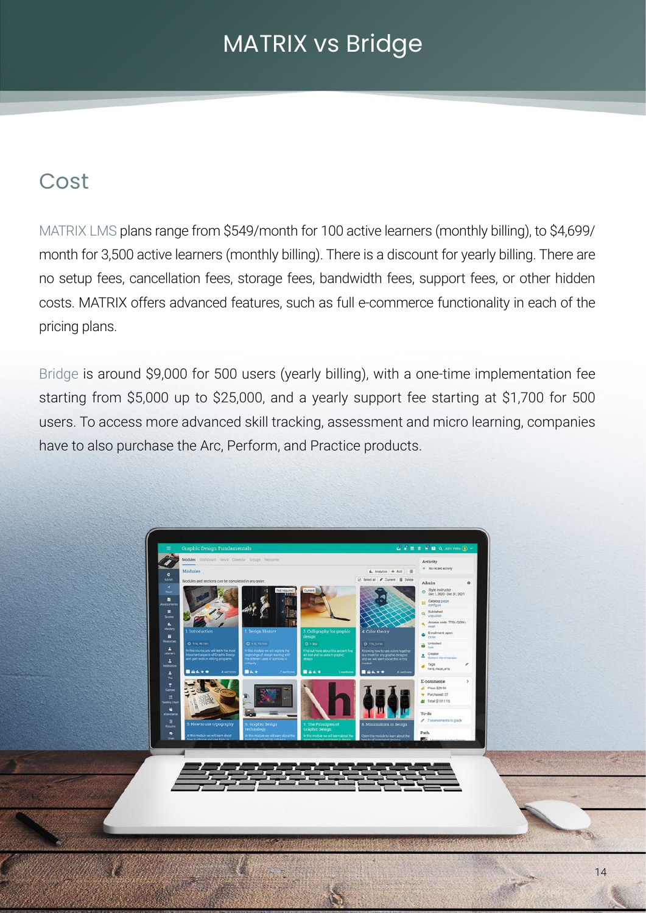# MATRIX vs Bridge

## Cost

MATRIX LMS plans range from $549/month for 100 active learners (monthly billing), to $4,699/month for 3,500 active learners (monthly billing). There is a discount for yearly billing. There are no setup fees, cancellation fees, storage fees, bandwidth fees, support fees, or other hidden costs. MATRIX offers advanced features, such as full e-commerce functionality in each of the pricing plans.

Bridge is around $9,000 for 500 users (yearly billing), with a one-time implementation fee starting from $5,000 up to $25,000, and a yearly support fee starting at $1,700 for 500 users. To access more advanced skill tracking, assessment and micro learning, companies have to also purchase the Arc, Perform, and Practice products.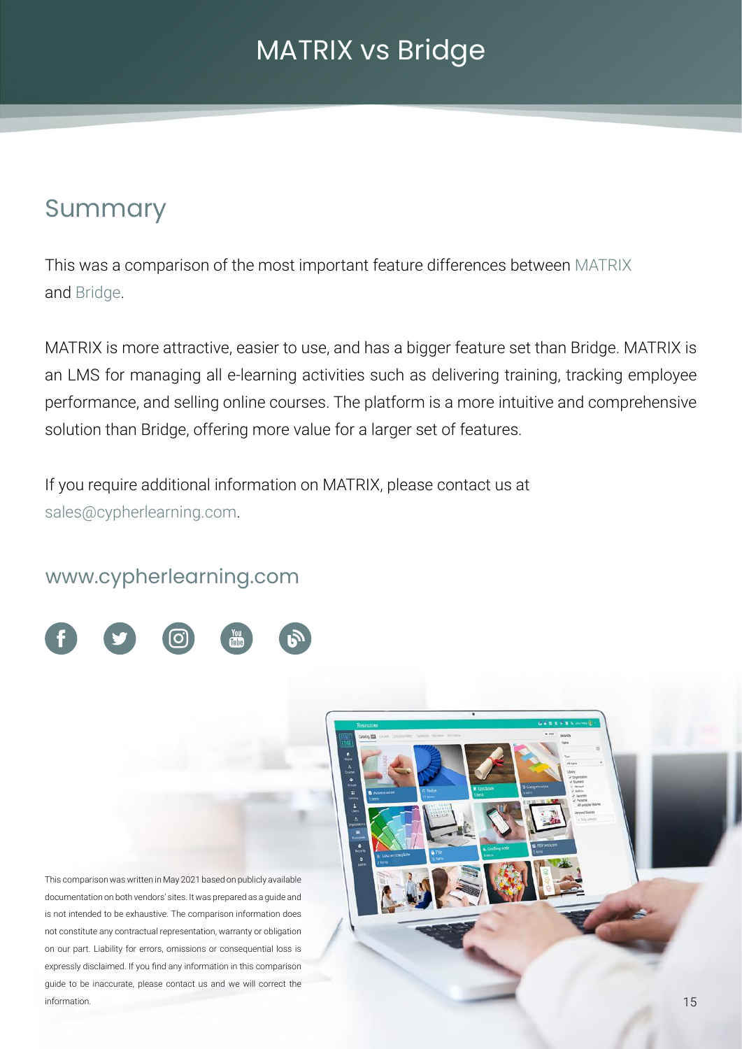# MATRIX vs Bridge

## Summary

This was a comparison of the most important feature differences between MATRIX and Bridge.

MATRIX is more attractive, easier to use, and has a bigger feature set than Bridge. MATRIX is an LMS for managing all e-learning activities such as delivering training, tracking employee performance, and selling online courses. The platform is a more intuitive and comprehensive solution than Bridge, offering more value for a larger set of features.

If you require additional information on MATRIX, please contact us at sales@cypherlearning.com.

### www.cypherlearning.com

This comparison was written in May 2021 based on publicly available documentation on both vendors' sites. It was prepared as a guide and is not intended to be exhaustive. The comparison information does not constitute any contractual representation, warranty or obligation on our part. Liability for errors, omissions or consequential loss is expressly disclaimed. If you find any information in this comparison guide to be inaccurate, please contact us and we will correct the information.